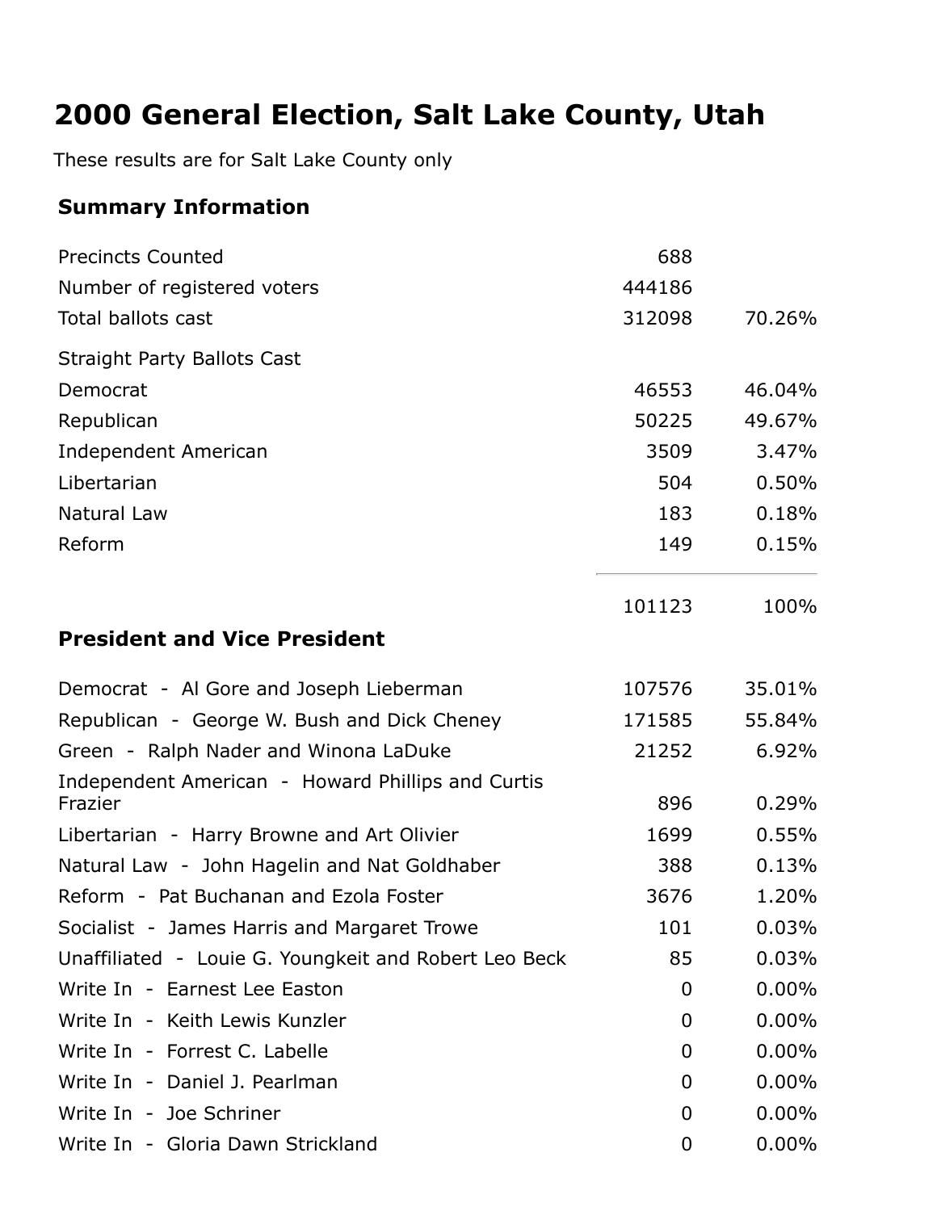# 2000 General Election, Salt Lake County, Utah

These results are for Salt Lake County only

## Summary Information

| | | |
|---|---:|---:|
| Precincts Counted | 688 | |
| Number of registered voters | 444186 | |
| Total ballots cast | 312098 | 70.26% |
| Straight Party Ballots Cast | | |
| Democrat | 46553 | 46.04% |
| Republican | 50225 | 49.67% |
| Independent American | 3509 | 3.47% |
| Libertarian | 504 | 0.50% |
| Natural Law | 183 | 0.18% |
| Reform | 149 | 0.15% |
| | 101123 | 100% |

## President and Vice President

| | | |
|---|---:|---:|
| Democrat - Al Gore and Joseph Lieberman | 107576 | 35.01% |
| Republican - George W. Bush and Dick Cheney | 171585 | 55.84% |
| Green - Ralph Nader and Winona LaDuke | 21252 | 6.92% |
| Independent American - Howard Phillips and Curtis Frazier | 896 | 0.29% |
| Libertarian - Harry Browne and Art Olivier | 1699 | 0.55% |
| Natural Law - John Hagelin and Nat Goldhaber | 388 | 0.13% |
| Reform - Pat Buchanan and Ezola Foster | 3676 | 1.20% |
| Socialist - James Harris and Margaret Trowe | 101 | 0.03% |
| Unaffiliated - Louie G. Youngkeit and Robert Leo Beck | 85 | 0.03% |
| Write In - Earnest Lee Easton | 0 | 0.00% |
| Write In - Keith Lewis Kunzler | 0 | 0.00% |
| Write In - Forrest C. Labelle | 0 | 0.00% |
| Write In - Daniel J. Pearlman | 0 | 0.00% |
| Write In - Joe Schriner | 0 | 0.00% |
| Write In - Gloria Dawn Strickland | 0 | 0.00% |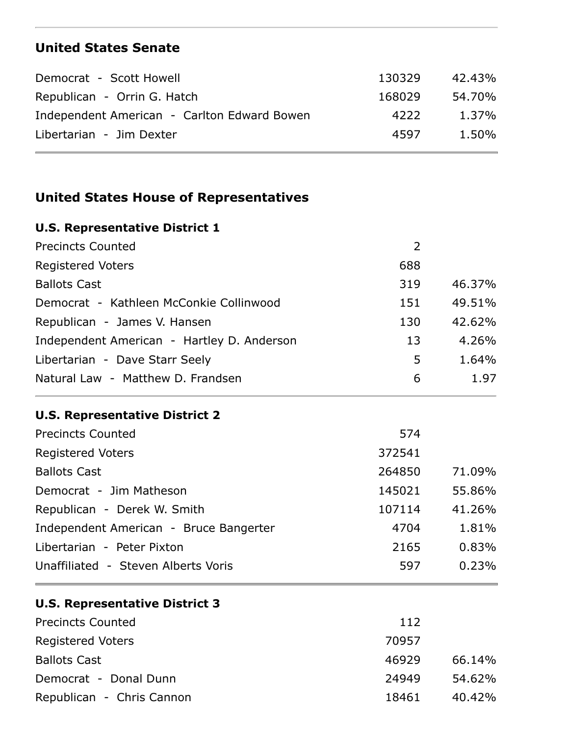## United States Senate

| | | |
|---|---|---|
| Democrat - Scott Howell | 130329 | 42.43% |
| Republican - Orrin G. Hatch | 168029 | 54.70% |
| Independent American - Carlton Edward Bowen | 4222 | 1.37% |
| Libertarian - Jim Dexter | 4597 | 1.50% |

## United States House of Representatives

### U.S. Representative District 1

| | | |
|---|---|---|
| Precincts Counted | 2 | |
| Registered Voters | 688 | |
| Ballots Cast | 319 | 46.37% |
| Democrat - Kathleen McConkie Collinwood | 151 | 49.51% |
| Republican - James V. Hansen | 130 | 42.62% |
| Independent American - Hartley D. Anderson | 13 | 4.26% |
| Libertarian - Dave Starr Seely | 5 | 1.64% |
| Natural Law - Matthew D. Frandsen | 6 | 1.97 |

### U.S. Representative District 2

| | | |
|---|---|---|
| Precincts Counted | 574 | |
| Registered Voters | 372541 | |
| Ballots Cast | 264850 | 71.09% |
| Democrat - Jim Matheson | 145021 | 55.86% |
| Republican - Derek W. Smith | 107114 | 41.26% |
| Independent American - Bruce Bangerter | 4704 | 1.81% |
| Libertarian - Peter Pixton | 2165 | 0.83% |
| Unaffiliated - Steven Alberts Voris | 597 | 0.23% |

### U.S. Representative District 3

| | | |
|---|---|---|
| Precincts Counted | 112 | |
| Registered Voters | 70957 | |
| Ballots Cast | 46929 | 66.14% |
| Democrat - Donal Dunn | 24949 | 54.62% |
| Republican - Chris Cannon | 18461 | 40.42% |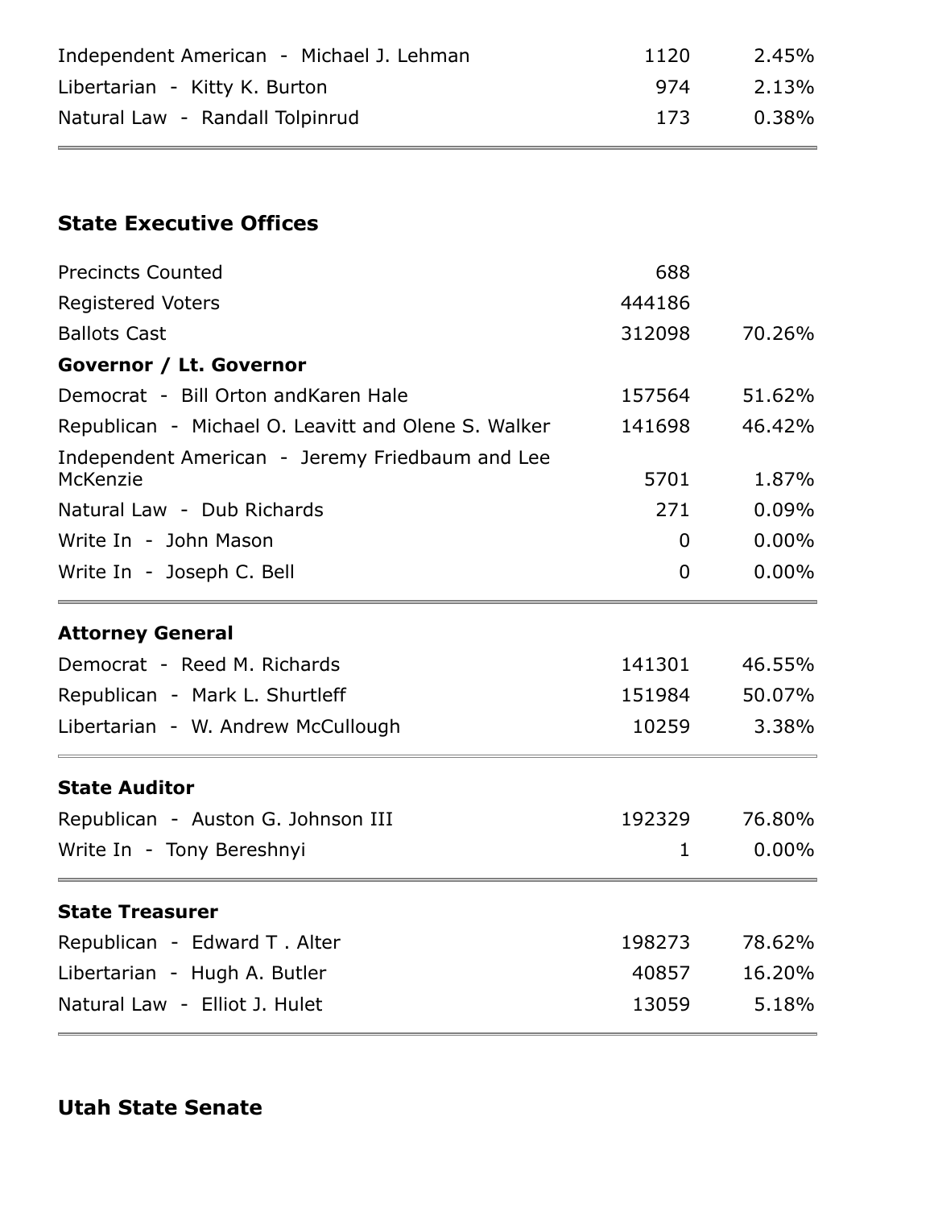| | | |
|---|---|---|
| Independent American - Michael J. Lehman | 1120 | 2.45% |
| Libertarian - Kitty K. Burton | 974 | 2.13% |
| Natural Law - Randall Tolpinrud | 173 | 0.38% |

## State Executive Offices

| | | |
|---|---|---|
| Precincts Counted | 688 | |
| Registered Voters | 444186 | |
| Ballots Cast | 312098 | 70.26% |

**Governor / Lt. Governor**

| | | |
|---|---|---|
| Democrat - Bill Orton andKaren Hale | 157564 | 51.62% |
| Republican - Michael O. Leavitt and Olene S. Walker | 141698 | 46.42% |
| Independent American - Jeremy Friedbaum and Lee McKenzie | 5701 | 1.87% |
| Natural Law - Dub Richards | 271 | 0.09% |
| Write In - John Mason | 0 | 0.00% |
| Write In - Joseph C. Bell | 0 | 0.00% |

**Attorney General**

| | | |
|---|---|---|
| Democrat - Reed M. Richards | 141301 | 46.55% |
| Republican - Mark L. Shurtleff | 151984 | 50.07% |
| Libertarian - W. Andrew McCullough | 10259 | 3.38% |

**State Auditor**

| | | |
|---|---|---|
| Republican - Auston G. Johnson III | 192329 | 76.80% |
| Write In - Tony Bereshnyi | 1 | 0.00% |

**State Treasurer**

| | | |
|---|---|---|
| Republican - Edward T . Alter | 198273 | 78.62% |
| Libertarian - Hugh A. Butler | 40857 | 16.20% |
| Natural Law - Elliot J. Hulet | 13059 | 5.18% |

## Utah State Senate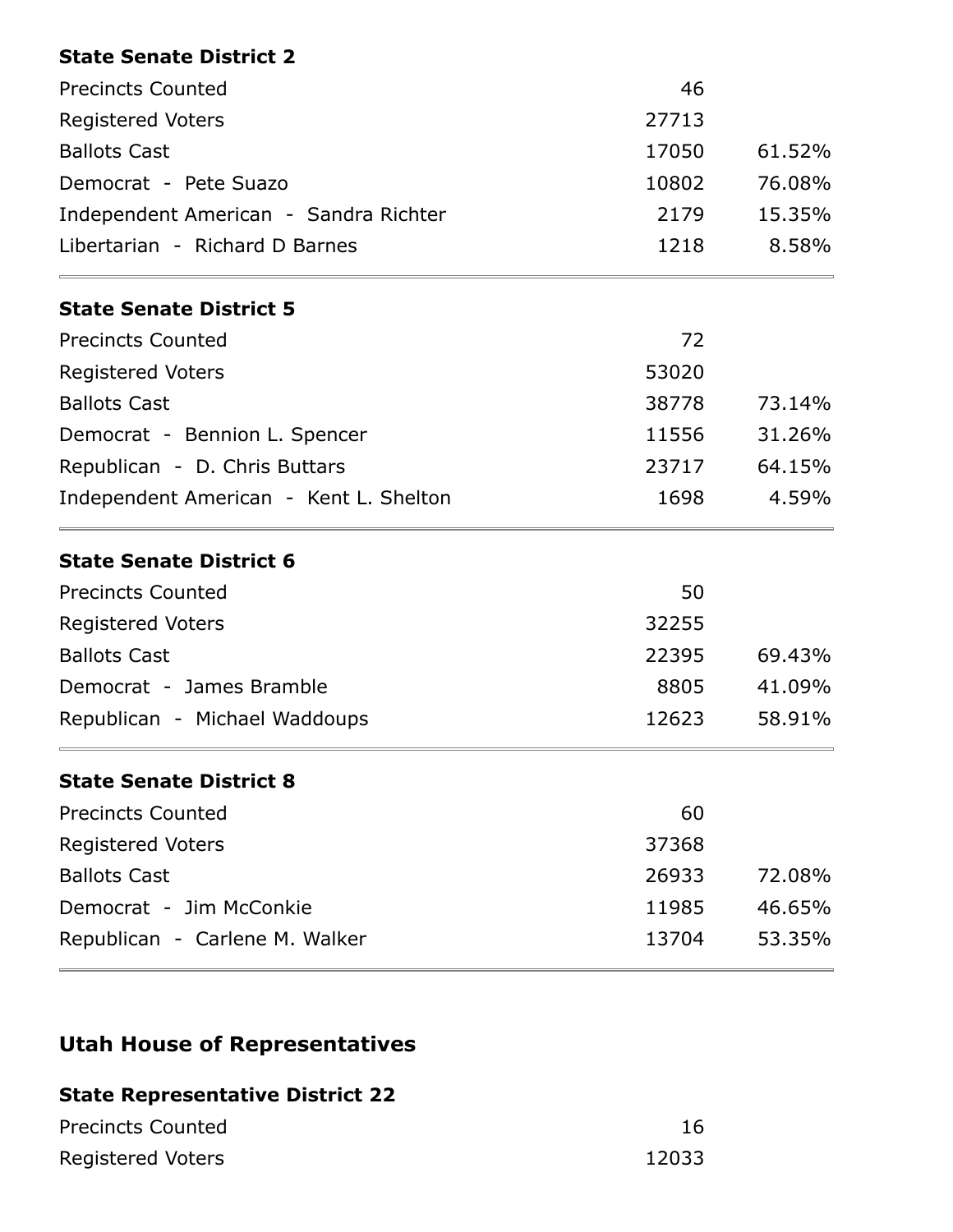### State Senate District 2

| | | |
|---|---:|---:|
| Precincts Counted | 46 | |
| Registered Voters | 27713 | |
| Ballots Cast | 17050 | 61.52% |
| Democrat - Pete Suazo | 10802 | 76.08% |
| Independent American - Sandra Richter | 2179 | 15.35% |
| Libertarian - Richard D Barnes | 1218 | 8.58% |

### State Senate District 5

| | | |
|---|---:|---:|
| Precincts Counted | 72 | |
| Registered Voters | 53020 | |
| Ballots Cast | 38778 | 73.14% |
| Democrat - Bennion L. Spencer | 11556 | 31.26% |
| Republican - D. Chris Buttars | 23717 | 64.15% |
| Independent American - Kent L. Shelton | 1698 | 4.59% |

### State Senate District 6

| | | |
|---|---:|---:|
| Precincts Counted | 50 | |
| Registered Voters | 32255 | |
| Ballots Cast | 22395 | 69.43% |
| Democrat - James Bramble | 8805 | 41.09% |
| Republican - Michael Waddoups | 12623 | 58.91% |

### State Senate District 8

| | | |
|---|---:|---:|
| Precincts Counted | 60 | |
| Registered Voters | 37368 | |
| Ballots Cast | 26933 | 72.08% |
| Democrat - Jim McConkie | 11985 | 46.65% |
| Republican - Carlene M. Walker | 13704 | 53.35% |

## Utah House of Representatives

### State Representative District 22

| | | |
|---|---:|---:|
| Precincts Counted | 16 | |
| Registered Voters | 12033 | |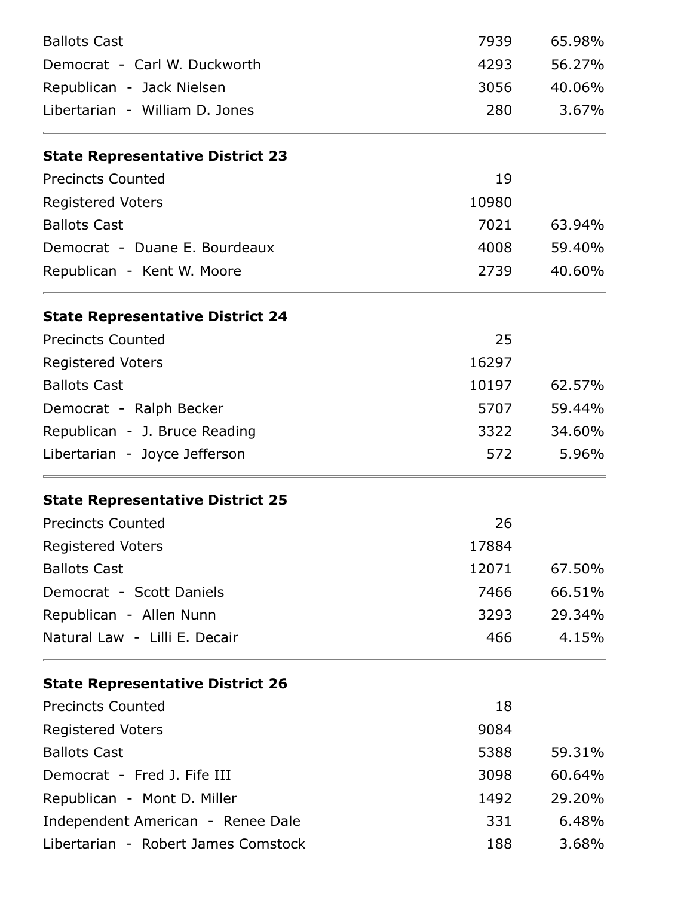| | | |
|---|---|---|
| Ballots Cast | 7939 | 65.98% |
| Democrat - Carl W. Duckworth | 4293 | 56.27% |
| Republican - Jack Nielsen | 3056 | 40.06% |
| Libertarian - William D. Jones | 280 | 3.67% |

**State Representative District 23**

| | | |
|---|---|---|
| Precincts Counted | 19 | |
| Registered Voters | 10980 | |
| Ballots Cast | 7021 | 63.94% |
| Democrat - Duane E. Bourdeaux | 4008 | 59.40% |
| Republican - Kent W. Moore | 2739 | 40.60% |

**State Representative District 24**

| | | |
|---|---|---|
| Precincts Counted | 25 | |
| Registered Voters | 16297 | |
| Ballots Cast | 10197 | 62.57% |
| Democrat - Ralph Becker | 5707 | 59.44% |
| Republican - J. Bruce Reading | 3322 | 34.60% |
| Libertarian - Joyce Jefferson | 572 | 5.96% |

**State Representative District 25**

| | | |
|---|---|---|
| Precincts Counted | 26 | |
| Registered Voters | 17884 | |
| Ballots Cast | 12071 | 67.50% |
| Democrat - Scott Daniels | 7466 | 66.51% |
| Republican - Allen Nunn | 3293 | 29.34% |
| Natural Law - Lilli E. Decair | 466 | 4.15% |

**State Representative District 26**

| | | |
|---|---|---|
| Precincts Counted | 18 | |
| Registered Voters | 9084 | |
| Ballots Cast | 5388 | 59.31% |
| Democrat - Fred J. Fife III | 3098 | 60.64% |
| Republican - Mont D. Miller | 1492 | 29.20% |
| Independent American - Renee Dale | 331 | 6.48% |
| Libertarian - Robert James Comstock | 188 | 3.68% |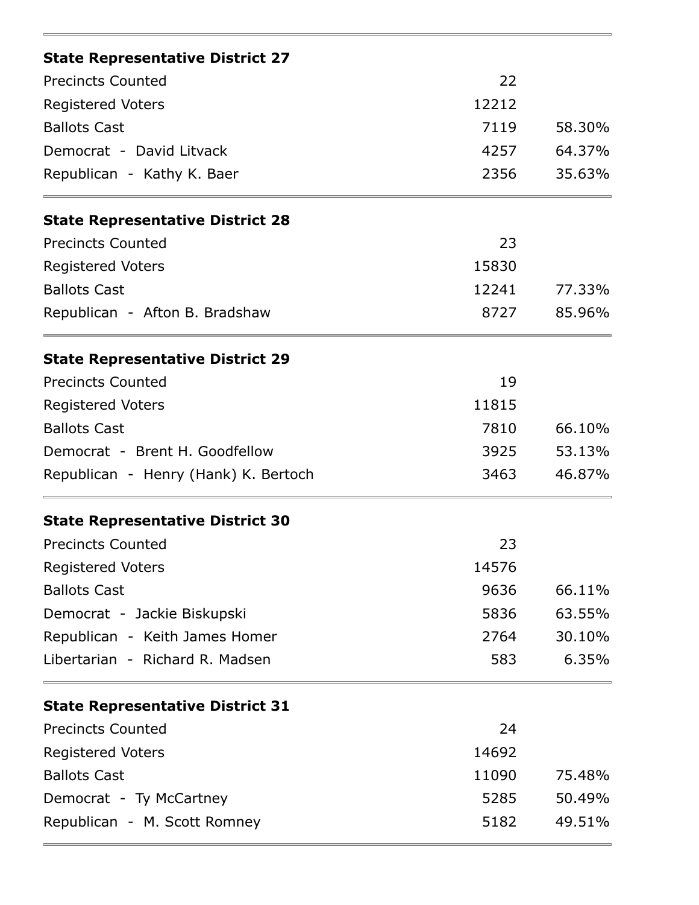### State Representative District 27

| | | |
|---|---|---|
| Precincts Counted | 22 | |
| Registered Voters | 12212 | |
| Ballots Cast | 7119 | 58.30% |
| Democrat - David Litvack | 4257 | 64.37% |
| Republican - Kathy K. Baer | 2356 | 35.63% |

### State Representative District 28

| | | |
|---|---|---|
| Precincts Counted | 23 | |
| Registered Voters | 15830 | |
| Ballots Cast | 12241 | 77.33% |
| Republican - Afton B. Bradshaw | 8727 | 85.96% |

### State Representative District 29

| | | |
|---|---|---|
| Precincts Counted | 19 | |
| Registered Voters | 11815 | |
| Ballots Cast | 7810 | 66.10% |
| Democrat - Brent H. Goodfellow | 3925 | 53.13% |
| Republican - Henry (Hank) K. Bertoch | 3463 | 46.87% |

### State Representative District 30

| | | |
|---|---|---|
| Precincts Counted | 23 | |
| Registered Voters | 14576 | |
| Ballots Cast | 9636 | 66.11% |
| Democrat - Jackie Biskupski | 5836 | 63.55% |
| Republican - Keith James Homer | 2764 | 30.10% |
| Libertarian - Richard R. Madsen | 583 | 6.35% |

### State Representative District 31

| | | |
|---|---|---|
| Precincts Counted | 24 | |
| Registered Voters | 14692 | |
| Ballots Cast | 11090 | 75.48% |
| Democrat - Ty McCartney | 5285 | 50.49% |
| Republican - M. Scott Romney | 5182 | 49.51% |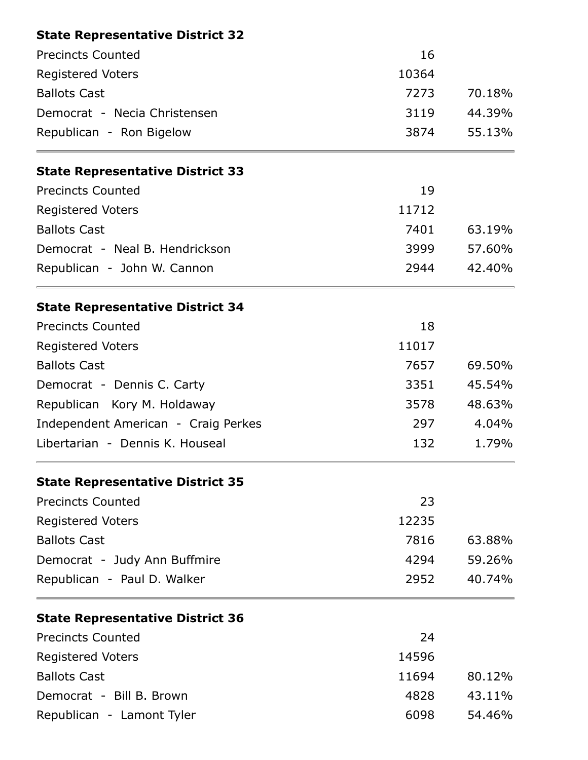**State Representative District 32**

| | | |
|---|---|---|
| Precincts Counted | 16 | |
| Registered Voters | 10364 | |
| Ballots Cast | 7273 | 70.18% |
| Democrat - Necia Christensen | 3119 | 44.39% |
| Republican - Ron Bigelow | 3874 | 55.13% |

**State Representative District 33**

| | | |
|---|---|---|
| Precincts Counted | 19 | |
| Registered Voters | 11712 | |
| Ballots Cast | 7401 | 63.19% |
| Democrat - Neal B. Hendrickson | 3999 | 57.60% |
| Republican - John W. Cannon | 2944 | 42.40% |

**State Representative District 34**

| | | |
|---|---|---|
| Precincts Counted | 18 | |
| Registered Voters | 11017 | |
| Ballots Cast | 7657 | 69.50% |
| Democrat - Dennis C. Carty | 3351 | 45.54% |
| Republican Kory M. Holdaway | 3578 | 48.63% |
| Independent American - Craig Perkes | 297 | 4.04% |
| Libertarian - Dennis K. Houseal | 132 | 1.79% |

**State Representative District 35**

| | | |
|---|---|---|
| Precincts Counted | 23 | |
| Registered Voters | 12235 | |
| Ballots Cast | 7816 | 63.88% |
| Democrat - Judy Ann Buffmire | 4294 | 59.26% |
| Republican - Paul D. Walker | 2952 | 40.74% |

**State Representative District 36**

| | | |
|---|---|---|
| Precincts Counted | 24 | |
| Registered Voters | 14596 | |
| Ballots Cast | 11694 | 80.12% |
| Democrat - Bill B. Brown | 4828 | 43.11% |
| Republican - Lamont Tyler | 6098 | 54.46% |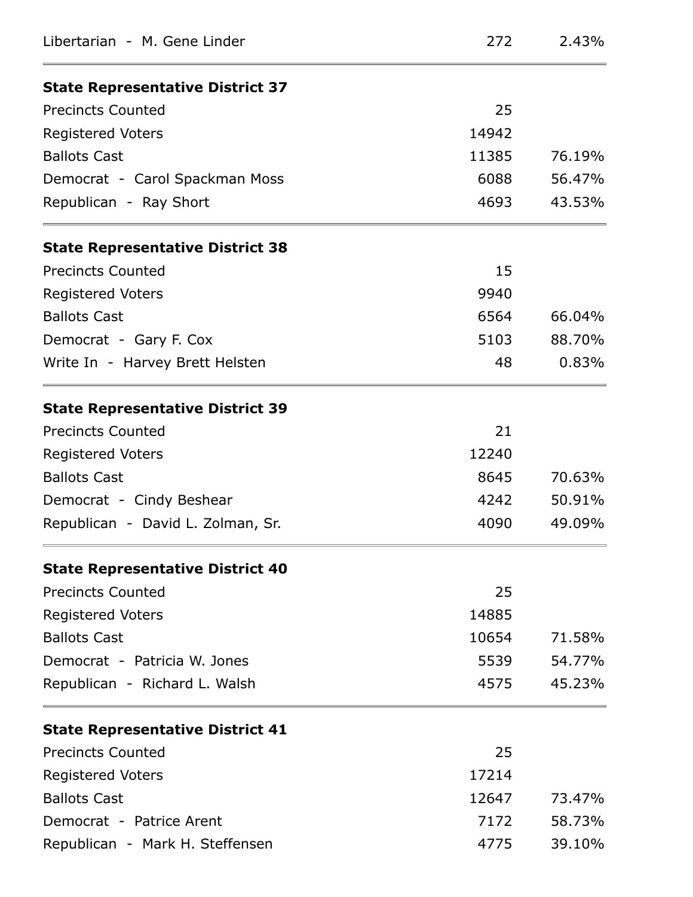| | | |
|---|---|---|
| Libertarian - M. Gene Linder | 272 | 2.43% |

**State Representative District 37**

| | | |
|---|---|---|
| Precincts Counted | 25 | |
| Registered Voters | 14942 | |
| Ballots Cast | 11385 | 76.19% |
| Democrat - Carol Spackman Moss | 6088 | 56.47% |
| Republican - Ray Short | 4693 | 43.53% |

**State Representative District 38**

| | | |
|---|---|---|
| Precincts Counted | 15 | |
| Registered Voters | 9940 | |
| Ballots Cast | 6564 | 66.04% |
| Democrat - Gary F. Cox | 5103 | 88.70% |
| Write In - Harvey Brett Helsten | 48 | 0.83% |

**State Representative District 39**

| | | |
|---|---|---|
| Precincts Counted | 21 | |
| Registered Voters | 12240 | |
| Ballots Cast | 8645 | 70.63% |
| Democrat - Cindy Beshear | 4242 | 50.91% |
| Republican - David L. Zolman, Sr. | 4090 | 49.09% |

**State Representative District 40**

| | | |
|---|---|---|
| Precincts Counted | 25 | |
| Registered Voters | 14885 | |
| Ballots Cast | 10654 | 71.58% |
| Democrat - Patricia W. Jones | 5539 | 54.77% |
| Republican - Richard L. Walsh | 4575 | 45.23% |

**State Representative District 41**

| | | |
|---|---|---|
| Precincts Counted | 25 | |
| Registered Voters | 17214 | |
| Ballots Cast | 12647 | 73.47% |
| Democrat - Patrice Arent | 7172 | 58.73% |
| Republican - Mark H. Steffensen | 4775 | 39.10% |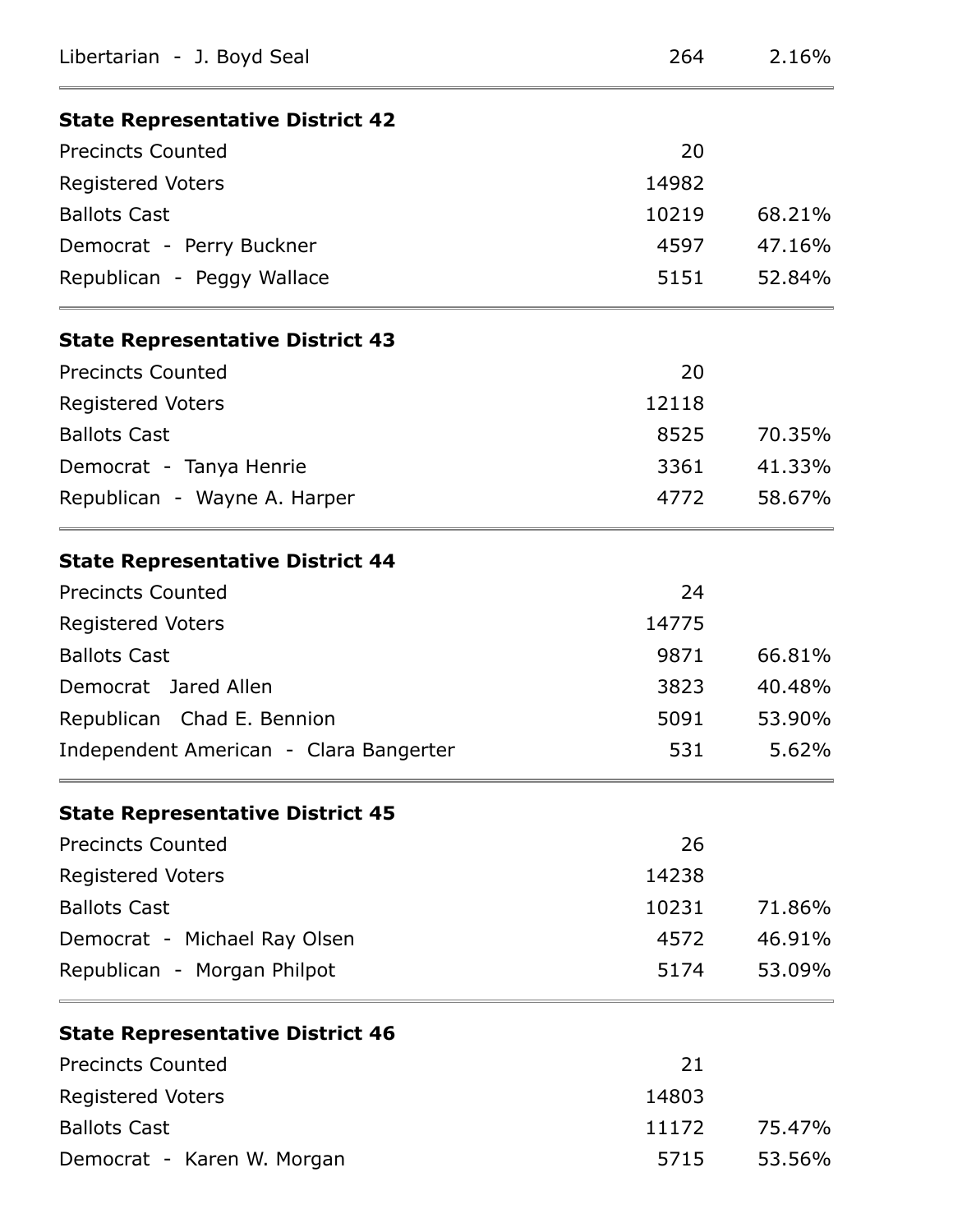| | | |
|---|---|---|
| Libertarian - J. Boyd Seal | 264 | 2.16% |

**State Representative District 42**

| | | |
|---|---|---|
| Precincts Counted | 20 | |
| Registered Voters | 14982 | |
| Ballots Cast | 10219 | 68.21% |
| Democrat - Perry Buckner | 4597 | 47.16% |
| Republican - Peggy Wallace | 5151 | 52.84% |

**State Representative District 43**

| | | |
|---|---|---|
| Precincts Counted | 20 | |
| Registered Voters | 12118 | |
| Ballots Cast | 8525 | 70.35% |
| Democrat - Tanya Henrie | 3361 | 41.33% |
| Republican - Wayne A. Harper | 4772 | 58.67% |

**State Representative District 44**

| | | |
|---|---|---|
| Precincts Counted | 24 | |
| Registered Voters | 14775 | |
| Ballots Cast | 9871 | 66.81% |
| Democrat Jared Allen | 3823 | 40.48% |
| Republican Chad E. Bennion | 5091 | 53.90% |
| Independent American - Clara Bangerter | 531 | 5.62% |

**State Representative District 45**

| | | |
|---|---|---|
| Precincts Counted | 26 | |
| Registered Voters | 14238 | |
| Ballots Cast | 10231 | 71.86% |
| Democrat - Michael Ray Olsen | 4572 | 46.91% |
| Republican - Morgan Philpot | 5174 | 53.09% |

**State Representative District 46**

| | | |
|---|---|---|
| Precincts Counted | 21 | |
| Registered Voters | 14803 | |
| Ballots Cast | 11172 | 75.47% |
| Democrat - Karen W. Morgan | 5715 | 53.56% |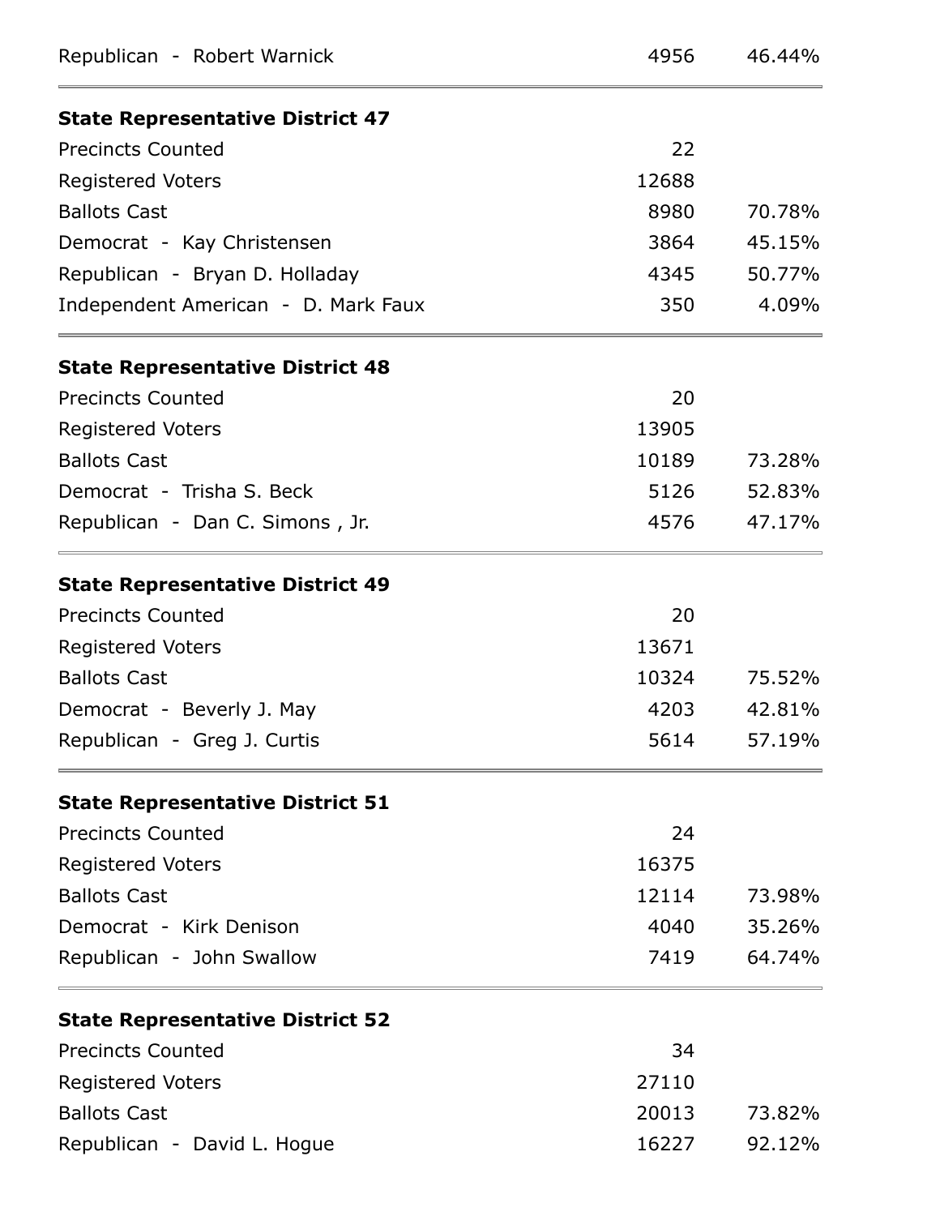| | | |
|---|---|---|
| Republican - Robert Warnick | 4956 | 46.44% |

**State Representative District 47**

| | | |
|---|---|---|
| Precincts Counted | 22 | |
| Registered Voters | 12688 | |
| Ballots Cast | 8980 | 70.78% |
| Democrat - Kay Christensen | 3864 | 45.15% |
| Republican - Bryan D. Holladay | 4345 | 50.77% |
| Independent American - D. Mark Faux | 350 | 4.09% |

**State Representative District 48**

| | | |
|---|---|---|
| Precincts Counted | 20 | |
| Registered Voters | 13905 | |
| Ballots Cast | 10189 | 73.28% |
| Democrat - Trisha S. Beck | 5126 | 52.83% |
| Republican - Dan C. Simons , Jr. | 4576 | 47.17% |

**State Representative District 49**

| | | |
|---|---|---|
| Precincts Counted | 20 | |
| Registered Voters | 13671 | |
| Ballots Cast | 10324 | 75.52% |
| Democrat - Beverly J. May | 4203 | 42.81% |
| Republican - Greg J. Curtis | 5614 | 57.19% |

**State Representative District 51**

| | | |
|---|---|---|
| Precincts Counted | 24 | |
| Registered Voters | 16375 | |
| Ballots Cast | 12114 | 73.98% |
| Democrat - Kirk Denison | 4040 | 35.26% |
| Republican - John Swallow | 7419 | 64.74% |

**State Representative District 52**

| | | |
|---|---|---|
| Precincts Counted | 34 | |
| Registered Voters | 27110 | |
| Ballots Cast | 20013 | 73.82% |
| Republican - David L. Hogue | 16227 | 92.12% |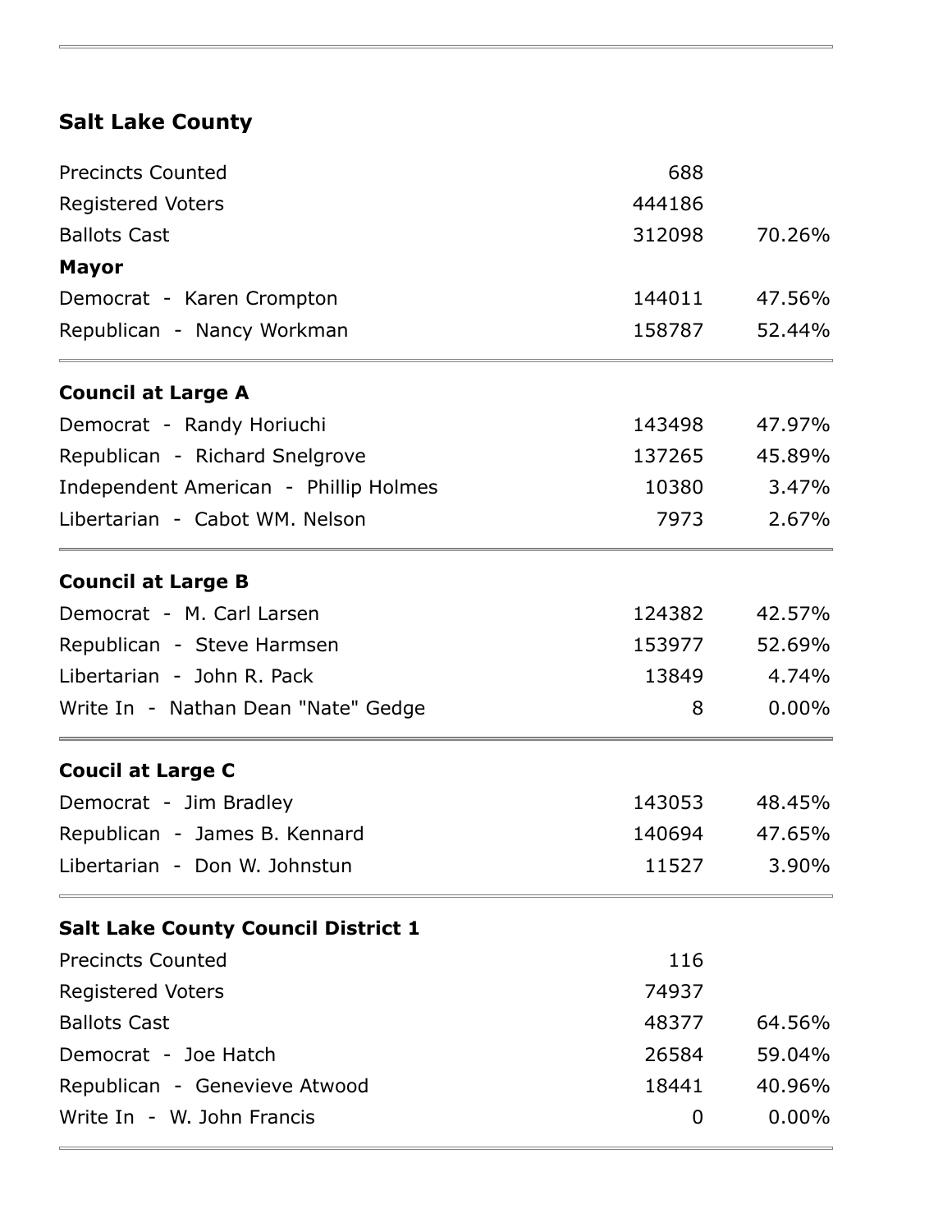## Salt Lake County

| | | |
|---|---|---|
| Precincts Counted | 688 | |
| Registered Voters | 444186 | |
| Ballots Cast | 312098 | 70.26% |
| **Mayor** | | |
| Democrat - Karen Crompton | 144011 | 47.56% |
| Republican - Nancy Workman | 158787 | 52.44% |

### Council at Large A

| | | |
|---|---|---|
| Democrat - Randy Horiuchi | 143498 | 47.97% |
| Republican - Richard Snelgrove | 137265 | 45.89% |
| Independent American - Phillip Holmes | 10380 | 3.47% |
| Libertarian - Cabot WM. Nelson | 7973 | 2.67% |

### Council at Large B

| | | |
|---|---|---|
| Democrat - M. Carl Larsen | 124382 | 42.57% |
| Republican - Steve Harmsen | 153977 | 52.69% |
| Libertarian - John R. Pack | 13849 | 4.74% |
| Write In - Nathan Dean "Nate" Gedge | 8 | 0.00% |

### Coucil at Large C

| | | |
|---|---|---|
| Democrat - Jim Bradley | 143053 | 48.45% |
| Republican - James B. Kennard | 140694 | 47.65% |
| Libertarian - Don W. Johnstun | 11527 | 3.90% |

### Salt Lake County Council District 1

| | | |
|---|---|---|
| Precincts Counted | 116 | |
| Registered Voters | 74937 | |
| Ballots Cast | 48377 | 64.56% |
| Democrat - Joe Hatch | 26584 | 59.04% |
| Republican - Genevieve Atwood | 18441 | 40.96% |
| Write In - W. John Francis | 0 | 0.00% |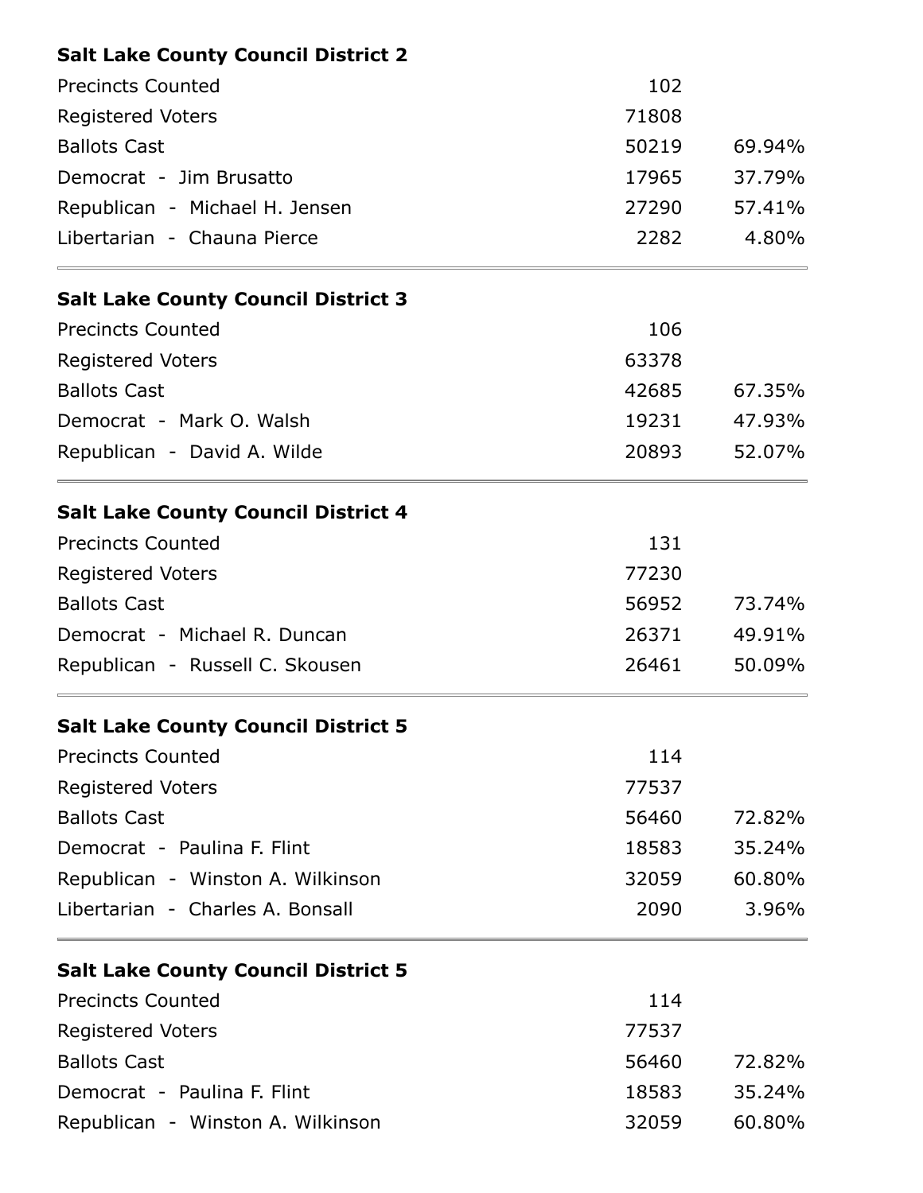**Salt Lake County Council District 2**

| | | |
|---|---|---|
| Precincts Counted | 102 | |
| Registered Voters | 71808 | |
| Ballots Cast | 50219 | 69.94% |
| Democrat - Jim Brusatto | 17965 | 37.79% |
| Republican - Michael H. Jensen | 27290 | 57.41% |
| Libertarian - Chauna Pierce | 2282 | 4.80% |

**Salt Lake County Council District 3**

| | | |
|---|---|---|
| Precincts Counted | 106 | |
| Registered Voters | 63378 | |
| Ballots Cast | 42685 | 67.35% |
| Democrat - Mark O. Walsh | 19231 | 47.93% |
| Republican - David A. Wilde | 20893 | 52.07% |

**Salt Lake County Council District 4**

| | | |
|---|---|---|
| Precincts Counted | 131 | |
| Registered Voters | 77230 | |
| Ballots Cast | 56952 | 73.74% |
| Democrat - Michael R. Duncan | 26371 | 49.91% |
| Republican - Russell C. Skousen | 26461 | 50.09% |

**Salt Lake County Council District 5**

| | | |
|---|---|---|
| Precincts Counted | 114 | |
| Registered Voters | 77537 | |
| Ballots Cast | 56460 | 72.82% |
| Democrat - Paulina F. Flint | 18583 | 35.24% |
| Republican - Winston A. Wilkinson | 32059 | 60.80% |
| Libertarian - Charles A. Bonsall | 2090 | 3.96% |

**Salt Lake County Council District 5**

| | | |
|---|---|---|
| Precincts Counted | 114 | |
| Registered Voters | 77537 | |
| Ballots Cast | 56460 | 72.82% |
| Democrat - Paulina F. Flint | 18583 | 35.24% |
| Republican - Winston A. Wilkinson | 32059 | 60.80% |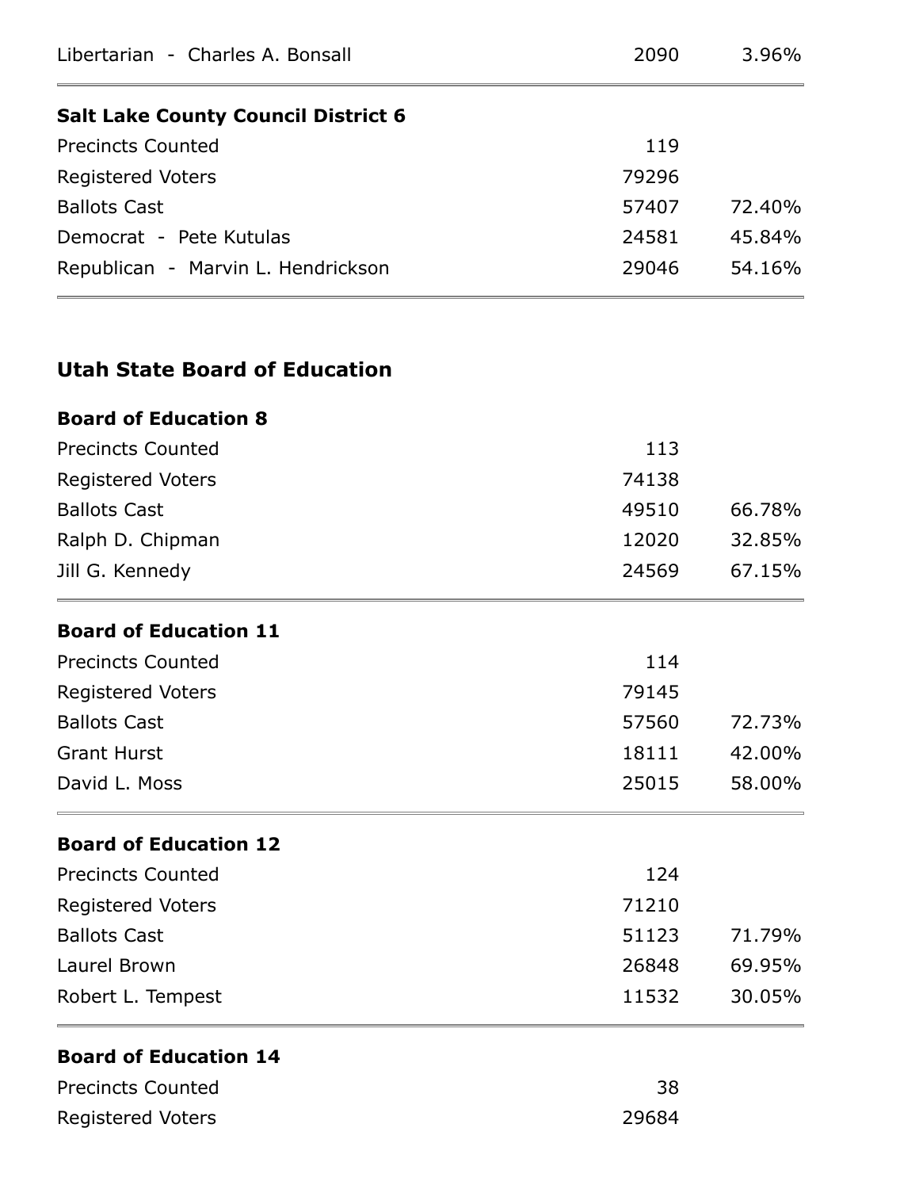| | | |
|---|---|---|
| Libertarian - Charles A. Bonsall | 2090 | 3.96% |

**Salt Lake County Council District 6**

| | | |
|---|---|---|
| Precincts Counted | 119 | |
| Registered Voters | 79296 | |
| Ballots Cast | 57407 | 72.40% |
| Democrat - Pete Kutulas | 24581 | 45.84% |
| Republican - Marvin L. Hendrickson | 29046 | 54.16% |

## Utah State Board of Education

**Board of Education 8**

| | | |
|---|---|---|
| Precincts Counted | 113 | |
| Registered Voters | 74138 | |
| Ballots Cast | 49510 | 66.78% |
| Ralph D. Chipman | 12020 | 32.85% |
| Jill G. Kennedy | 24569 | 67.15% |

**Board of Education 11**

| | | |
|---|---|---|
| Precincts Counted | 114 | |
| Registered Voters | 79145 | |
| Ballots Cast | 57560 | 72.73% |
| Grant Hurst | 18111 | 42.00% |
| David L. Moss | 25015 | 58.00% |

**Board of Education 12**

| | | |
|---|---|---|
| Precincts Counted | 124 | |
| Registered Voters | 71210 | |
| Ballots Cast | 51123 | 71.79% |
| Laurel Brown | 26848 | 69.95% |
| Robert L. Tempest | 11532 | 30.05% |

**Board of Education 14**

| | | |
|---|---|---|
| Precincts Counted | 38 | |
| Registered Voters | 29684 | |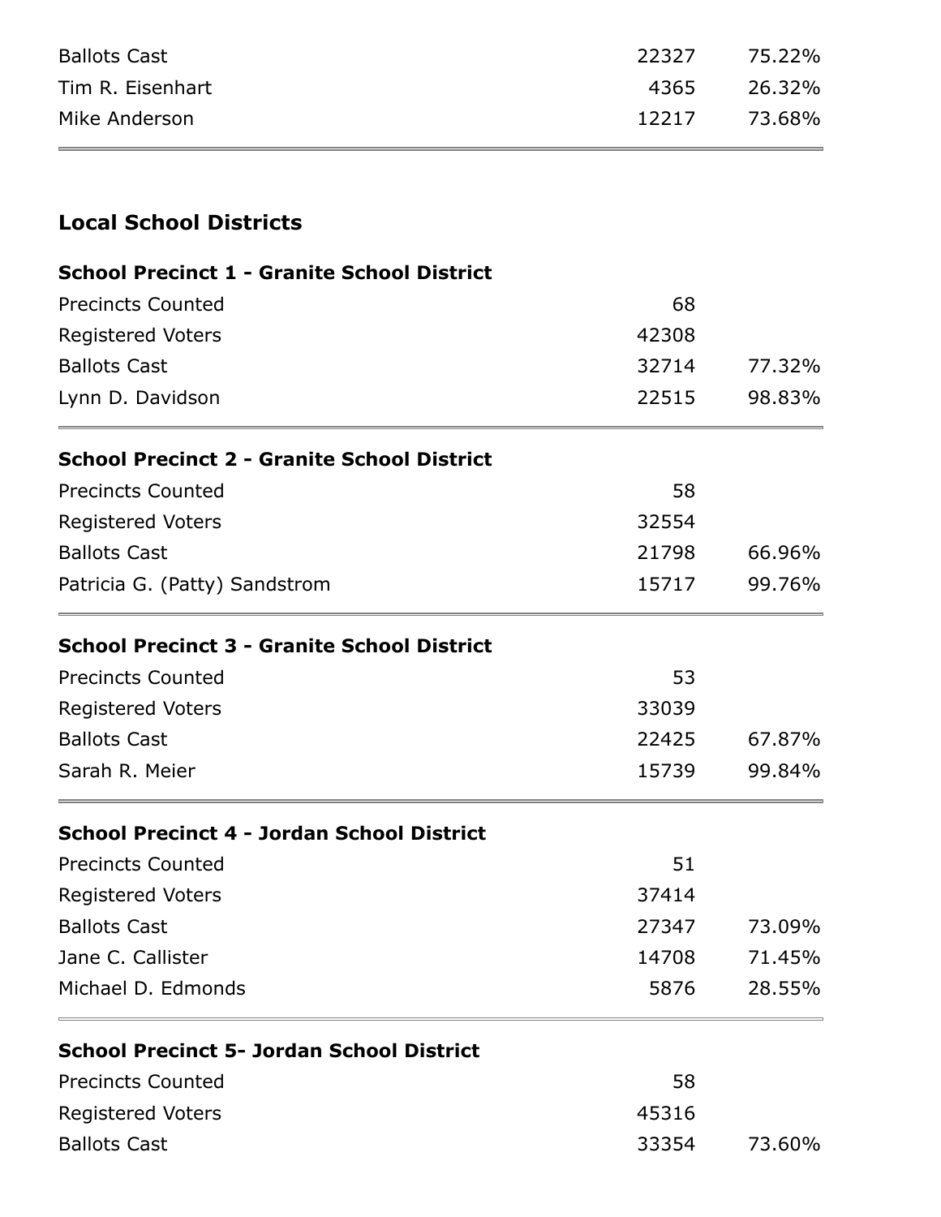| | | |
|---|---|---|
| Ballots Cast | 22327 | 75.22% |
| Tim R. Eisenhart | 4365 | 26.32% |
| Mike Anderson | 12217 | 73.68% |

## Local School Districts

**School Precinct 1 - Granite School District**

| | | |
|---|---|---|
| Precincts Counted | 68 | |
| Registered Voters | 42308 | |
| Ballots Cast | 32714 | 77.32% |
| Lynn D. Davidson | 22515 | 98.83% |

**School Precinct 2 - Granite School District**

| | | |
|---|---|---|
| Precincts Counted | 58 | |
| Registered Voters | 32554 | |
| Ballots Cast | 21798 | 66.96% |
| Patricia G. (Patty) Sandstrom | 15717 | 99.76% |

**School Precinct 3 - Granite School District**

| | | |
|---|---|---|
| Precincts Counted | 53 | |
| Registered Voters | 33039 | |
| Ballots Cast | 22425 | 67.87% |
| Sarah R. Meier | 15739 | 99.84% |

**School Precinct 4 - Jordan School District**

| | | |
|---|---|---|
| Precincts Counted | 51 | |
| Registered Voters | 37414 | |
| Ballots Cast | 27347 | 73.09% |
| Jane C. Callister | 14708 | 71.45% |
| Michael D. Edmonds | 5876 | 28.55% |

**School Precinct 5- Jordan School District**

| | | |
|---|---|---|
| Precincts Counted | 58 | |
| Registered Voters | 45316 | |
| Ballots Cast | 33354 | 73.60% |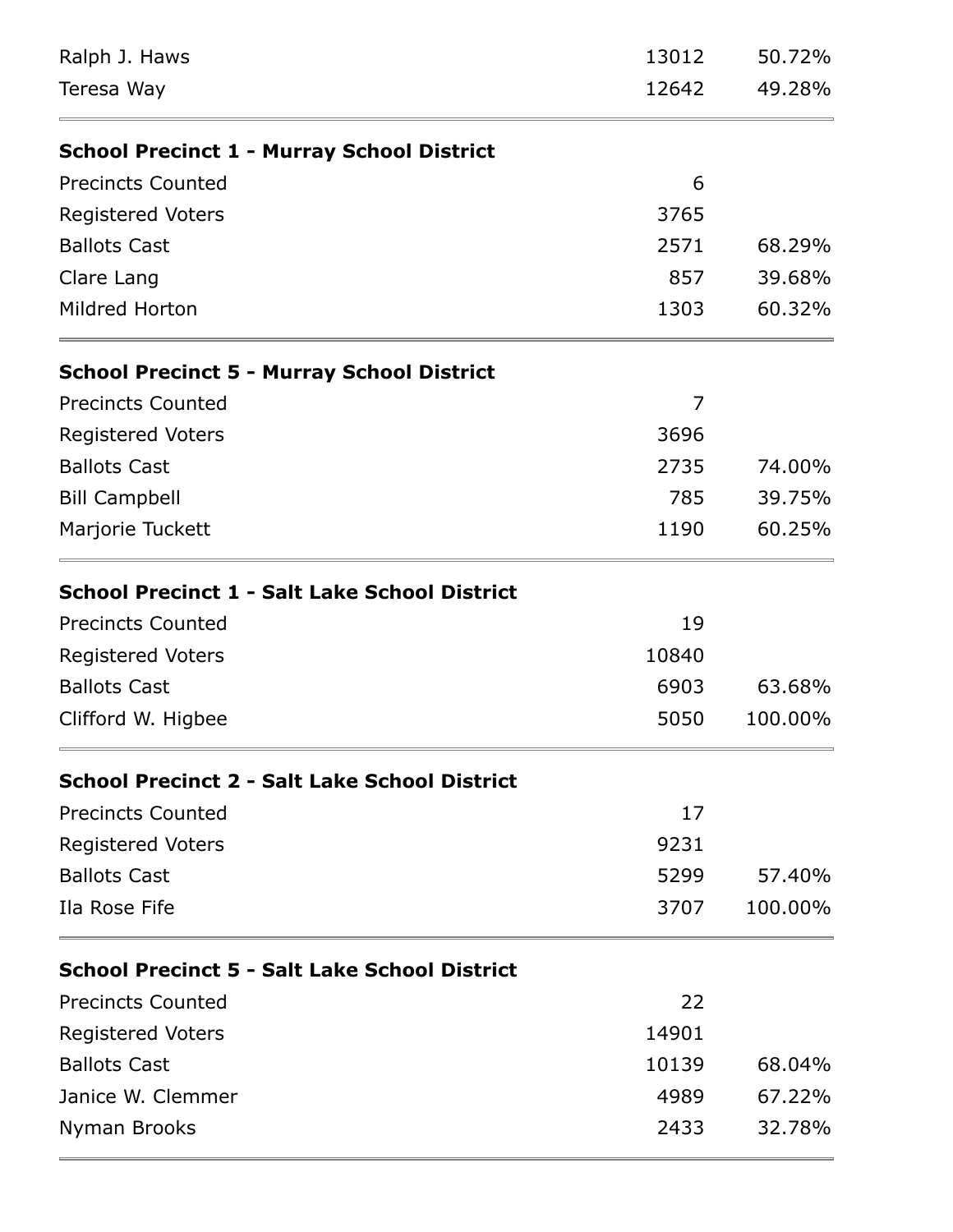| | | |
|---|---|---|
| Ralph J. Haws | 13012 | 50.72% |
| Teresa Way | 12642 | 49.28% |

**School Precinct 1 - Murray School District**

| | | |
|---|---|---|
| Precincts Counted | 6 | |
| Registered Voters | 3765 | |
| Ballots Cast | 2571 | 68.29% |
| Clare Lang | 857 | 39.68% |
| Mildred Horton | 1303 | 60.32% |

**School Precinct 5 - Murray School District**

| | | |
|---|---|---|
| Precincts Counted | 7 | |
| Registered Voters | 3696 | |
| Ballots Cast | 2735 | 74.00% |
| Bill Campbell | 785 | 39.75% |
| Marjorie Tuckett | 1190 | 60.25% |

**School Precinct 1 - Salt Lake School District**

| | | |
|---|---|---|
| Precincts Counted | 19 | |
| Registered Voters | 10840 | |
| Ballots Cast | 6903 | 63.68% |
| Clifford W. Higbee | 5050 | 100.00% |

**School Precinct 2 - Salt Lake School District**

| | | |
|---|---|---|
| Precincts Counted | 17 | |
| Registered Voters | 9231 | |
| Ballots Cast | 5299 | 57.40% |
| Ila Rose Fife | 3707 | 100.00% |

**School Precinct 5 - Salt Lake School District**

| | | |
|---|---|---|
| Precincts Counted | 22 | |
| Registered Voters | 14901 | |
| Ballots Cast | 10139 | 68.04% |
| Janice W. Clemmer | 4989 | 67.22% |
| Nyman Brooks | 2433 | 32.78% |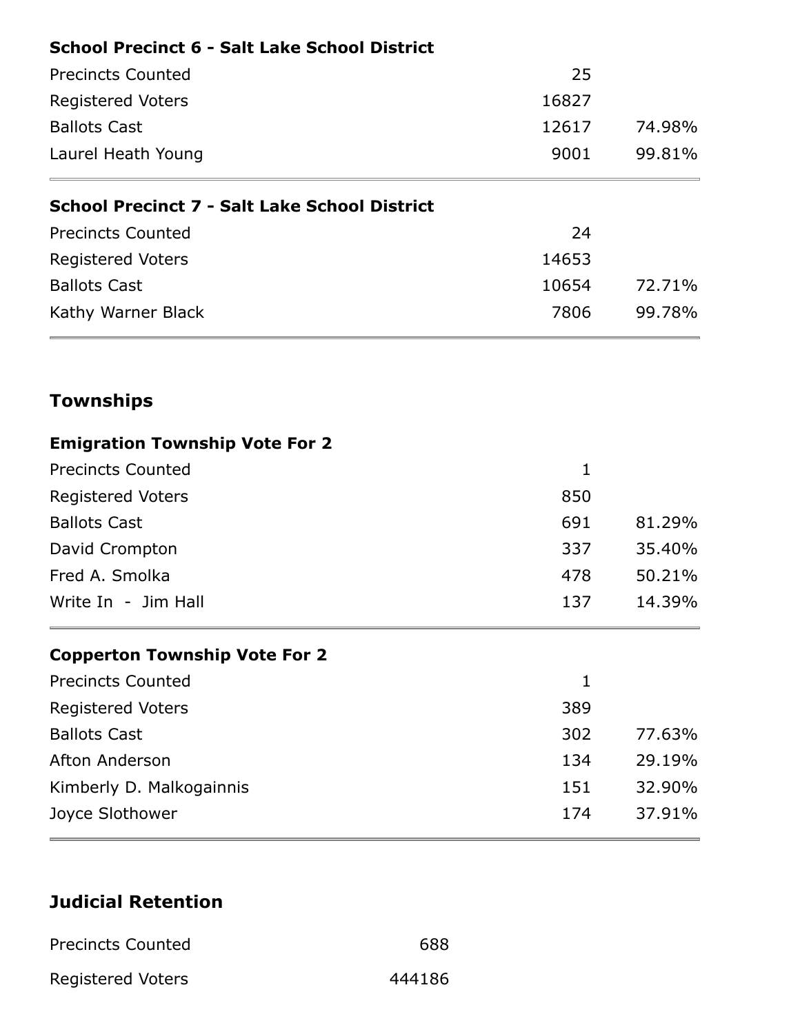### School Precinct 6 - Salt Lake School District

| | | |
|---|---|---|
| Precincts Counted | 25 | |
| Registered Voters | 16827 | |
| Ballots Cast | 12617 | 74.98% |
| Laurel Heath Young | 9001 | 99.81% |

### School Precinct 7 - Salt Lake School District

| | | |
|---|---|---|
| Precincts Counted | 24 | |
| Registered Voters | 14653 | |
| Ballots Cast | 10654 | 72.71% |
| Kathy Warner Black | 7806 | 99.78% |

## Townships

### Emigration Township Vote For 2

| | | |
|---|---|---|
| Precincts Counted | 1 | |
| Registered Voters | 850 | |
| Ballots Cast | 691 | 81.29% |
| David Crompton | 337 | 35.40% |
| Fred A. Smolka | 478 | 50.21% |
| Write In - Jim Hall | 137 | 14.39% |

### Copperton Township Vote For 2

| | | |
|---|---|---|
| Precincts Counted | 1 | |
| Registered Voters | 389 | |
| Ballots Cast | 302 | 77.63% |
| Afton Anderson | 134 | 29.19% |
| Kimberly D. Malkogainnis | 151 | 32.90% |
| Joyce Slothower | 174 | 37.91% |

## Judicial Retention

| | |
|---|---|
| Precincts Counted | 688 |
| Registered Voters | 444186 |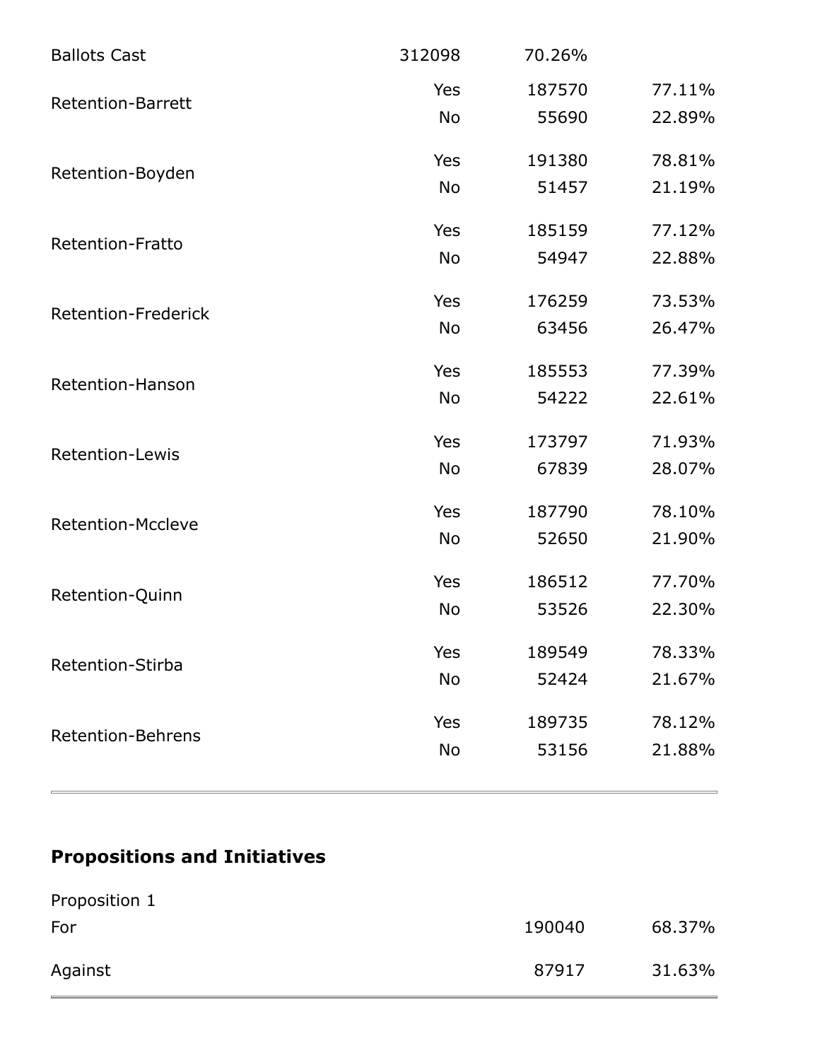| | | | |
|---|---|---|---|
| Ballots Cast | 312098 | 70.26% | |
| Retention-Barrett | Yes | 187570 | 77.11% |
| | No | 55690 | 22.89% |
| Retention-Boyden | Yes | 191380 | 78.81% |
| | No | 51457 | 21.19% |
| Retention-Fratto | Yes | 185159 | 77.12% |
| | No | 54947 | 22.88% |
| Retention-Frederick | Yes | 176259 | 73.53% |
| | No | 63456 | 26.47% |
| Retention-Hanson | Yes | 185553 | 77.39% |
| | No | 54222 | 22.61% |
| Retention-Lewis | Yes | 173797 | 71.93% |
| | No | 67839 | 28.07% |
| Retention-Mccleve | Yes | 187790 | 78.10% |
| | No | 52650 | 21.90% |
| Retention-Quinn | Yes | 186512 | 77.70% |
| | No | 53526 | 22.30% |
| Retention-Stirba | Yes | 189549 | 78.33% |
| | No | 52424 | 21.67% |
| Retention-Behrens | Yes | 189735 | 78.12% |
| | No | 53156 | 21.88% |

## Propositions and Initiatives

| Proposition 1 | | |
|---|---|---|
| For | 190040 | 68.37% |
| Against | 87917 | 31.63% |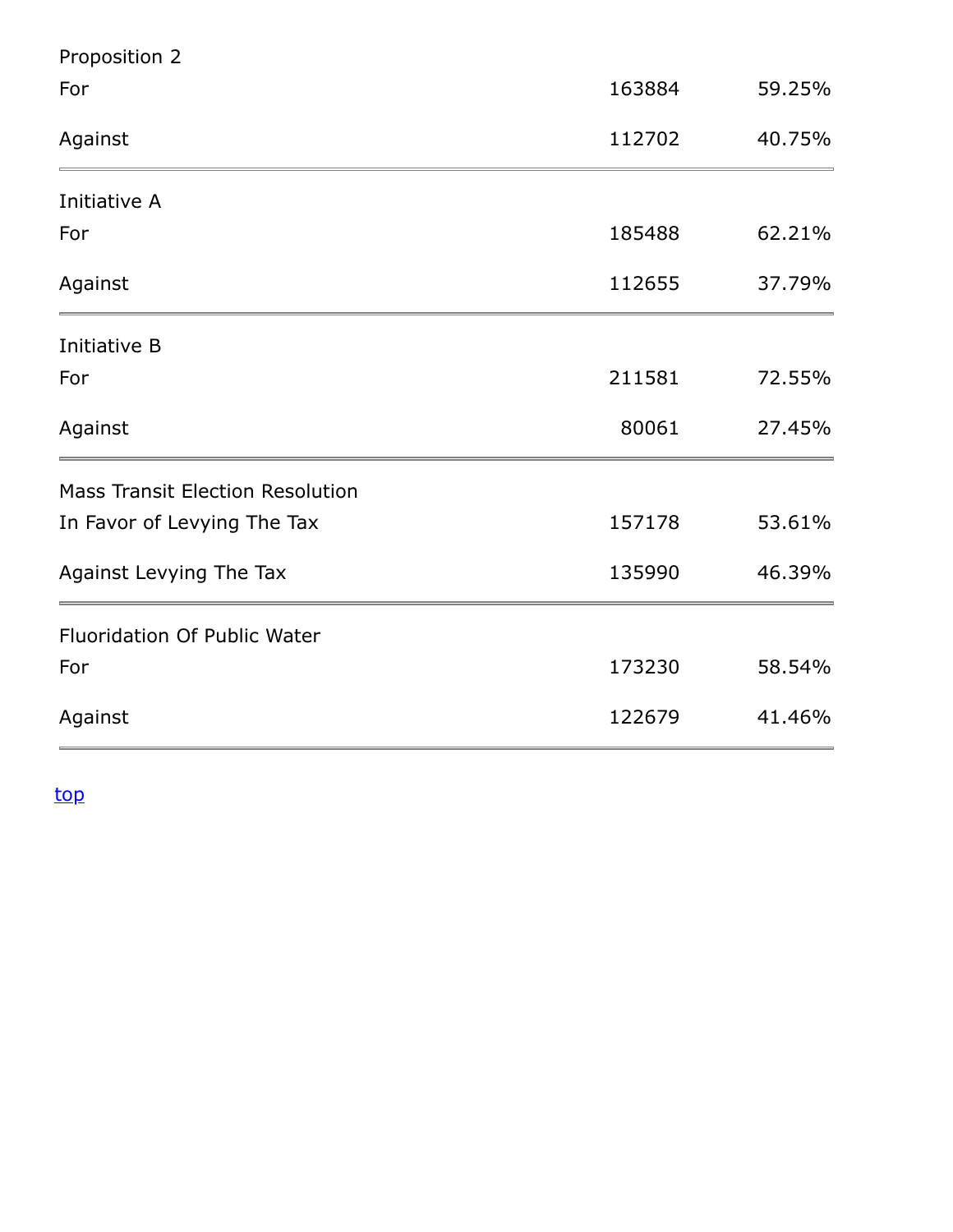Proposition 2

| | | |
|---|---|---|
| For | 163884 | 59.25% |
| Against | 112702 | 40.75% |

Initiative A

| | | |
|---|---|---|
| For | 185488 | 62.21% |
| Against | 112655 | 37.79% |

Initiative B

| | | |
|---|---|---|
| For | 211581 | 72.55% |
| Against | 80061 | 27.45% |

Mass Transit Election Resolution

| | | |
|---|---|---|
| In Favor of Levying The Tax | 157178 | 53.61% |
| Against Levying The Tax | 135990 | 46.39% |

Fluoridation Of Public Water

| | | |
|---|---|---|
| For | 173230 | 58.54% |
| Against | 122679 | 41.46% |

top